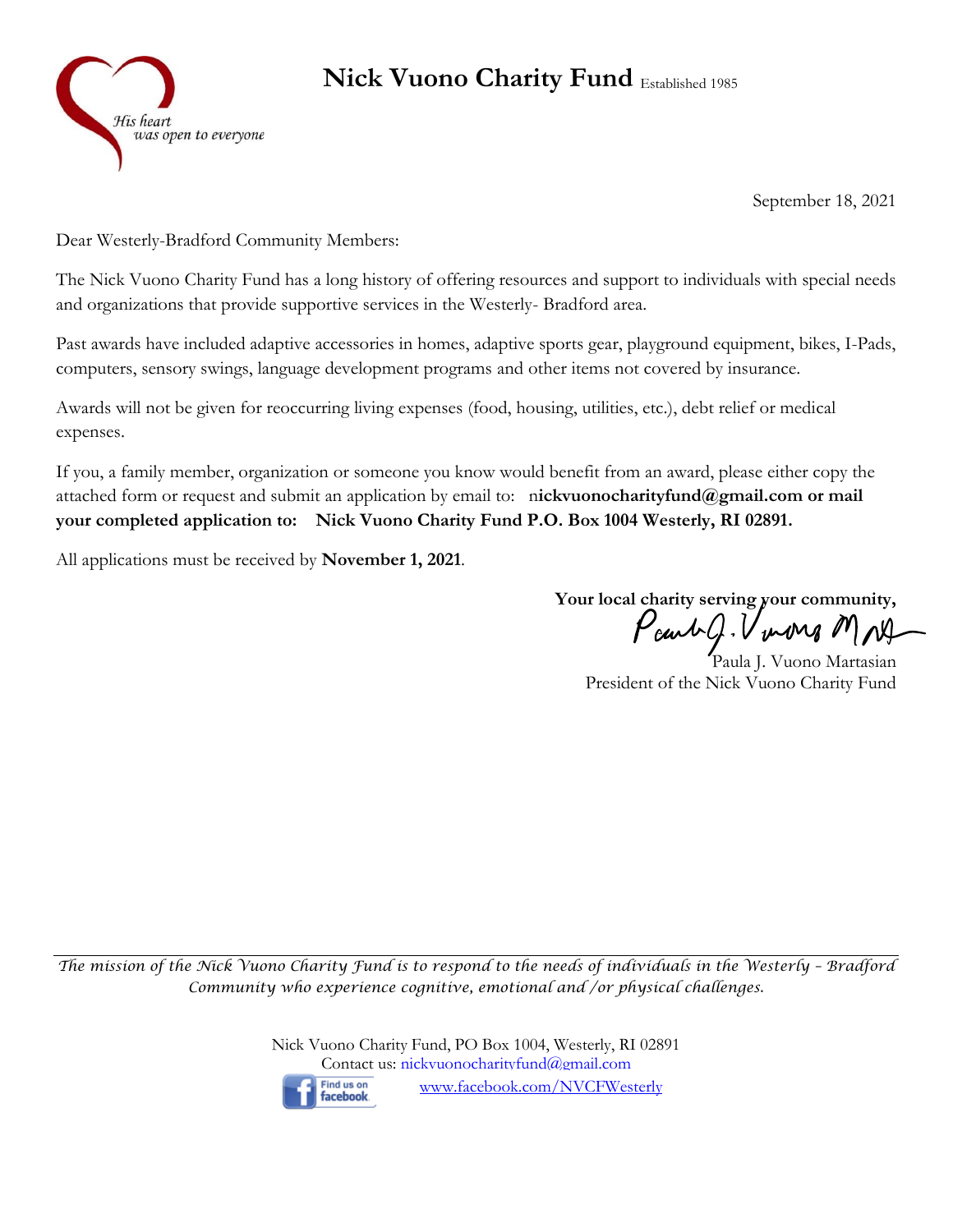# Nick Vuono Charity Fund Established 1985

*His heart was open to everyone*

September 18, 2021

Dear Westerly-Bradford Community Members:

The Nick Vuono Charity Fund has a long history of offering resources and support to individuals with special needs and organizations that provide supportive services in the Westerly- Bradford area.

Past awards have included adaptive accessories in homes, adaptive sports gear, playground equipment, bikes, I-Pads, computers, sensory swings, language development programs and other items not covered by insurance.

Awards will not be given for reoccurring living expenses (food, housing, utilities, etc.), debt relief or medical expenses.

If you, a family member, organization or someone you know would benefit from an award, please either copy the attached form or request and submit an application by email to: n**ickvuonocharityfund@gmail.com or mail your completed application to: Nick Vuono Charity Fund P.O. Box 1004 Westerly, RI 02891.**

All applications must be received by **November 1, 2021**.

**Your local charity serving your community,**

Paula J. Vuono Martasian
President of the Nick Vuono Charity Fund

---

*The mission of the Nick Vuono Charity Fund is to respond to the needs of individuals in the Westerly – Bradford Community who experience cognitive, emotional and /or physical challenges.*

Nick Vuono Charity Fund, PO Box 1004, Westerly, RI 02891
Contact us: nickvuonocharityfund@gmail.com
Find us on facebook www.facebook.com/NVCFWesterly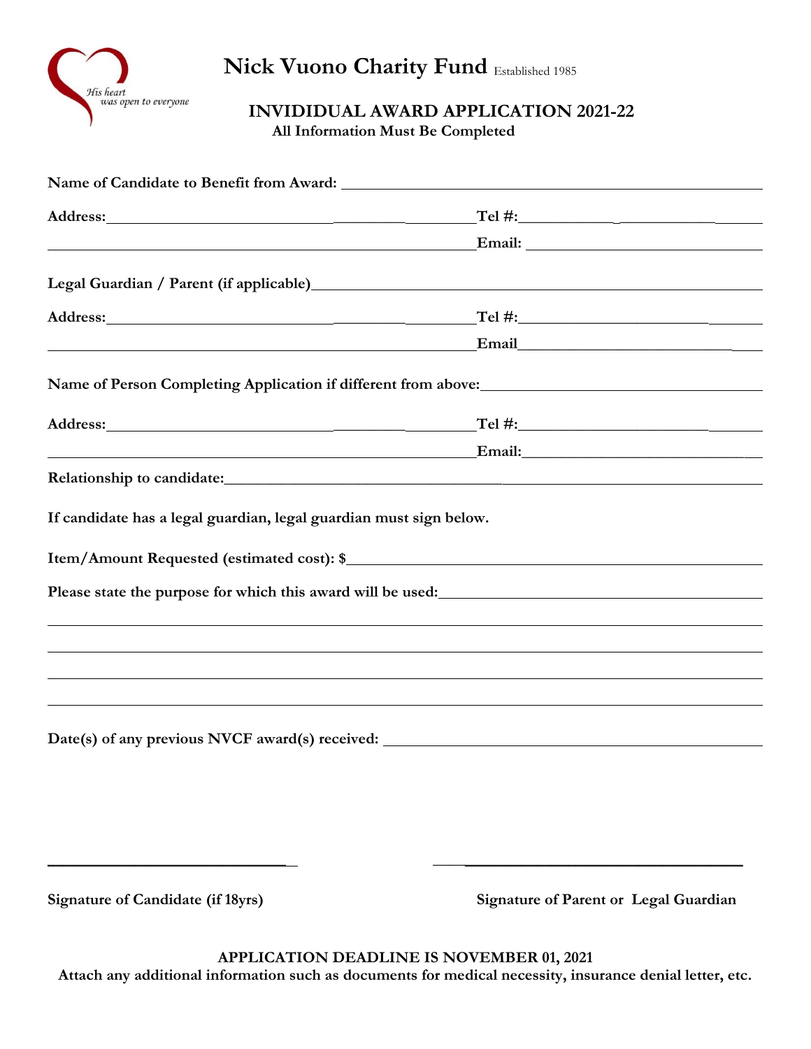# Nick Vuono Charity Fund Established 1985

His heart was open to everyone

## INVIDIDUAL AWARD APPLICATION 2021-22

**All Information Must Be Completed**

**Name of Candidate to Benefit from Award:** ____________________

**Address:** ____________________ **Tel #:** ____________________

____________________ **Email:** ____________________

**Legal Guardian / Parent (if applicable)** ____________________

**Address:** ____________________ **Tel #:** ____________________

____________________ **Email** ____________________

**Name of Person Completing Application if different from above:** ____________________

**Address:** ____________________ **Tel #:** ____________________

____________________ **Email:** ____________________

**Relationship to candidate:** ____________________

**If candidate has a legal guardian, legal guardian must sign below.**

**Item/Amount Requested (estimated cost): $** ____________________

**Please state the purpose for which this award will be used:** ____________________

____________________

____________________

____________________

____________________

**Date(s) of any previous NVCF award(s) received:** ____________________

____________________ ____________________

**Signature of Candidate (if 18yrs)** **Signature of Parent or Legal Guardian**

**APPLICATION DEADLINE IS NOVEMBER 01, 2021**

**Attach any additional information such as documents for medical necessity, insurance denial letter, etc.**